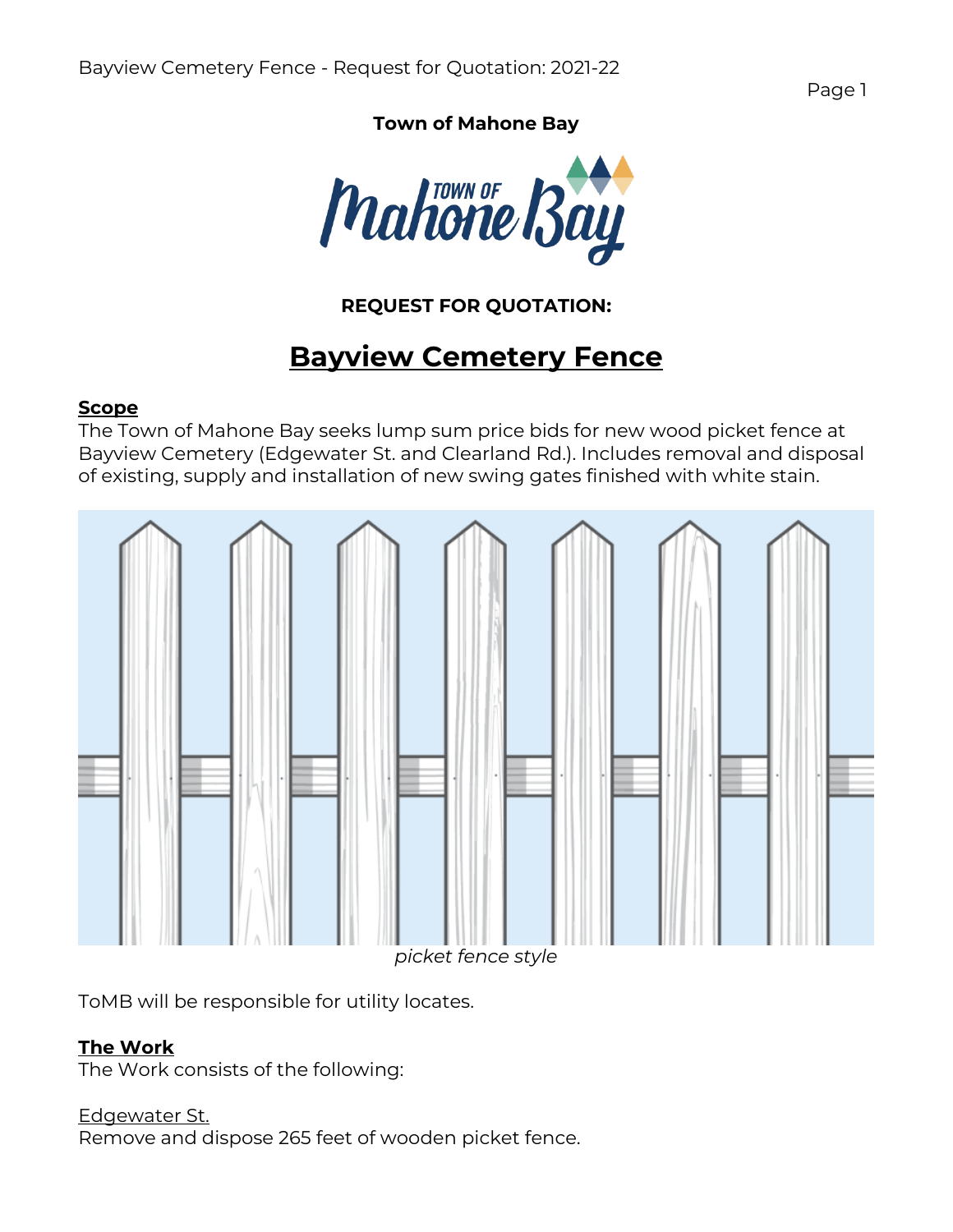**Town of Mahone Bay**

**REQUEST FOR QUOTATION:**

# Bayview Cemetery Fence

## Scope

The Town of Mahone Bay seeks lump sum price bids for new wood picket fence at Bayview Cemetery (Edgewater St. and Clearland Rd.). Includes removal and disposal of existing, supply and installation of new swing gates finished with white stain.

*picket fence style*

ToMB will be responsible for utility locates.

## The Work

The Work consists of the following:

Edgewater St.

Remove and dispose 265 feet of wooden picket fence.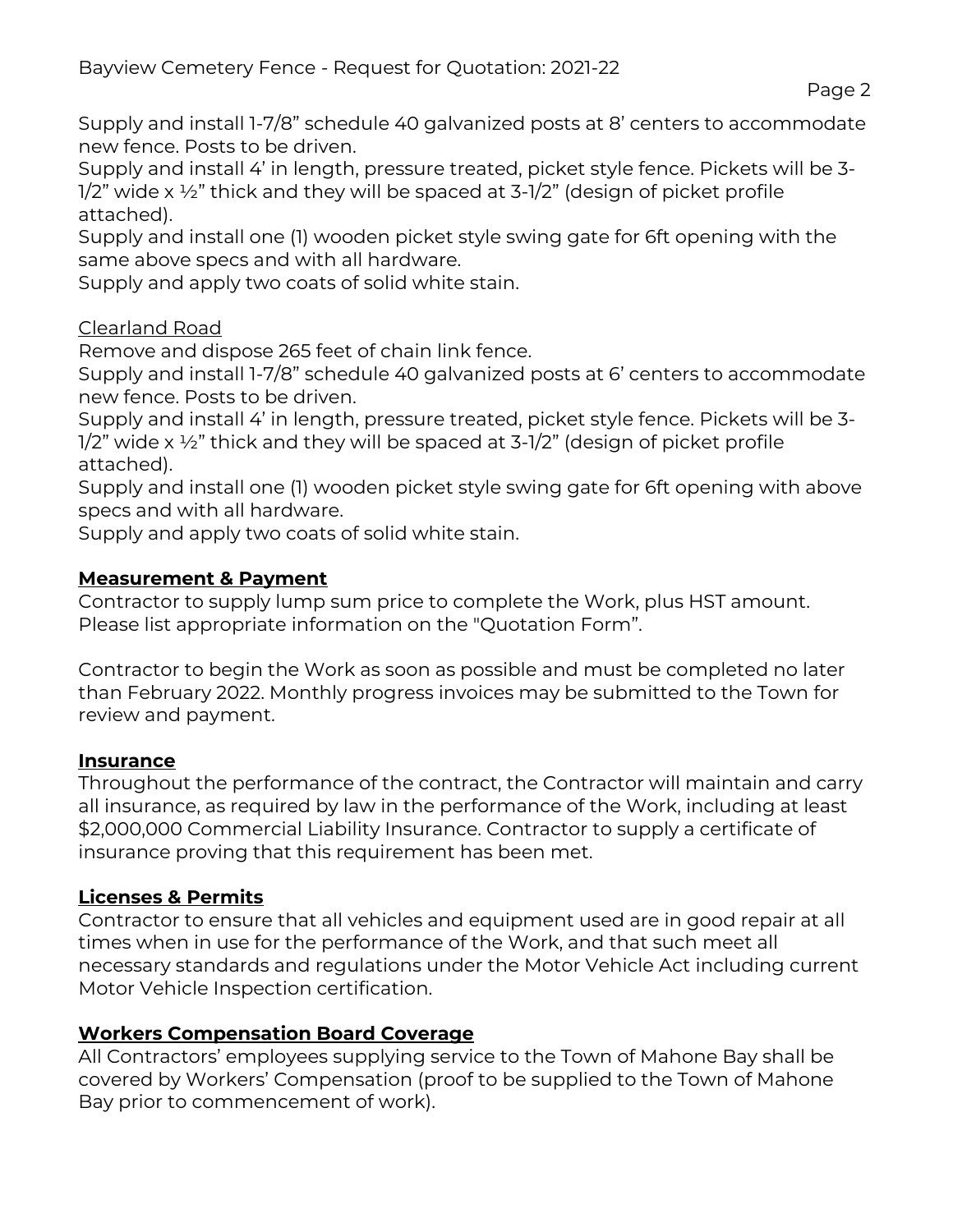Supply and install 1-7/8" schedule 40 galvanized posts at 8' centers to accommodate new fence. Posts to be driven.
Supply and install 4' in length, pressure treated, picket style fence. Pickets will be 3-1/2" wide x ½" thick and they will be spaced at 3-1/2" (design of picket profile attached).
Supply and install one (1) wooden picket style swing gate for 6ft opening with the same above specs and with all hardware.
Supply and apply two coats of solid white stain.

<u>Clearland Road</u>
Remove and dispose 265 feet of chain link fence.
Supply and install 1-7/8" schedule 40 galvanized posts at 6' centers to accommodate new fence. Posts to be driven.
Supply and install 4' in length, pressure treated, picket style fence. Pickets will be 3-1/2" wide x ½" thick and they will be spaced at 3-1/2" (design of picket profile attached).
Supply and install one (1) wooden picket style swing gate for 6ft opening with above specs and with all hardware.
Supply and apply two coats of solid white stain.

## Measurement & Payment

Contractor to supply lump sum price to complete the Work, plus HST amount. Please list appropriate information on the "Quotation Form".

Contractor to begin the Work as soon as possible and must be completed no later than February 2022. Monthly progress invoices may be submitted to the Town for review and payment.

## Insurance

Throughout the performance of the contract, the Contractor will maintain and carry all insurance, as required by law in the performance of the Work, including at least $2,000,000 Commercial Liability Insurance. Contractor to supply a certificate of insurance proving that this requirement has been met.

## Licenses & Permits

Contractor to ensure that all vehicles and equipment used are in good repair at all times when in use for the performance of the Work, and that such meet all necessary standards and regulations under the Motor Vehicle Act including current Motor Vehicle Inspection certification.

## Workers Compensation Board Coverage

All Contractors' employees supplying service to the Town of Mahone Bay shall be covered by Workers' Compensation (proof to be supplied to the Town of Mahone Bay prior to commencement of work).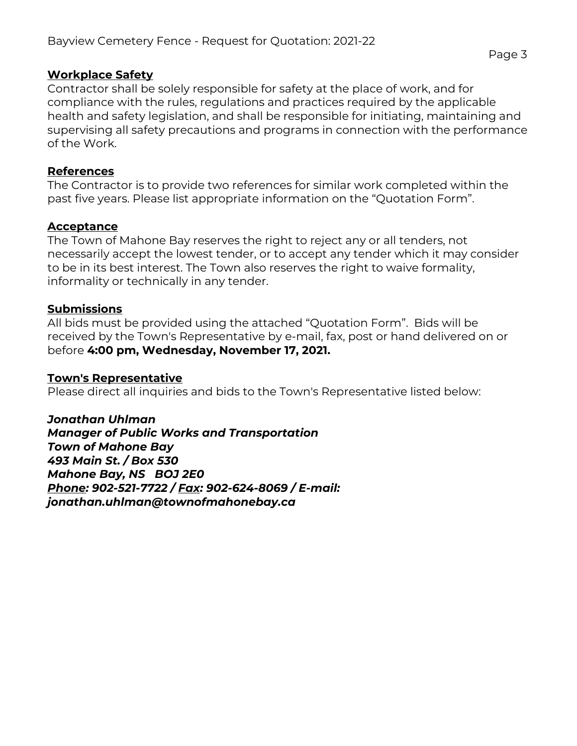## Workplace Safety

Contractor shall be solely responsible for safety at the place of work, and for compliance with the rules, regulations and practices required by the applicable health and safety legislation, and shall be responsible for initiating, maintaining and supervising all safety precautions and programs in connection with the performance of the Work.

## References

The Contractor is to provide two references for similar work completed within the past five years. Please list appropriate information on the "Quotation Form".

## Acceptance

The Town of Mahone Bay reserves the right to reject any or all tenders, not necessarily accept the lowest tender, or to accept any tender which it may consider to be in its best interest. The Town also reserves the right to waive formality, informality or technically in any tender.

## Submissions

All bids must be provided using the attached "Quotation Form". Bids will be received by the Town's Representative by e-mail, fax, post or hand delivered on or before **4:00 pm, Wednesday, November 17, 2021.**

## Town's Representative

Please direct all inquiries and bids to the Town's Representative listed below:

***Jonathan Uhlman***
***Manager of Public Works and Transportation***
***Town of Mahone Bay***
***493 Main St. / Box 530***
***Mahone Bay, NS BOJ 2E0***
***Phone: 902-521-7722 / Fax: 902-624-8069 / E-mail: jonathan.uhlman@townofmahonebay.ca***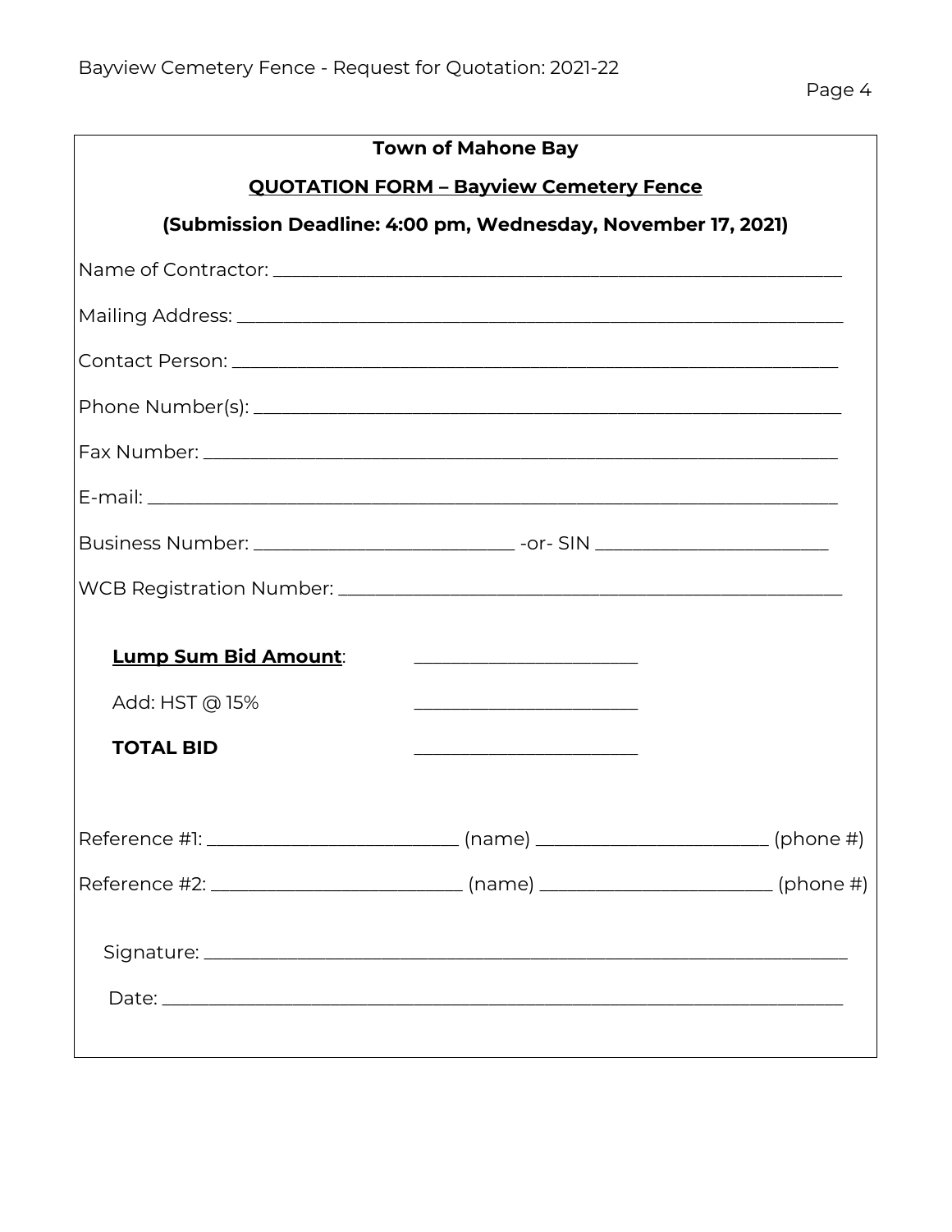**Town of Mahone Bay**

**QUOTATION FORM – Bayview Cemetery Fence**

**(Submission Deadline: 4:00 pm, Wednesday, November 17, 2021)**

Name of Contractor: ____________________________________________

Mailing Address: ____________________________________________

Contact Person: ____________________________________________

Phone Number(s): ____________________________________________

Fax Number: ____________________________________________

E-mail: ____________________________________________

Business Number: ______________________ -or- SIN ______________________

WCB Registration Number: ____________________________________________

| | |
|---|---|
| **Lump Sum Bid Amount**: | ______________________ |
| Add: HST @ 15% | ______________________ |
| **TOTAL BID** | ______________________ |

Reference #1: ______________________ (name) ______________________ (phone #)

Reference #2: ______________________ (name) ______________________ (phone #)

Signature: ____________________________________________

Date: ____________________________________________